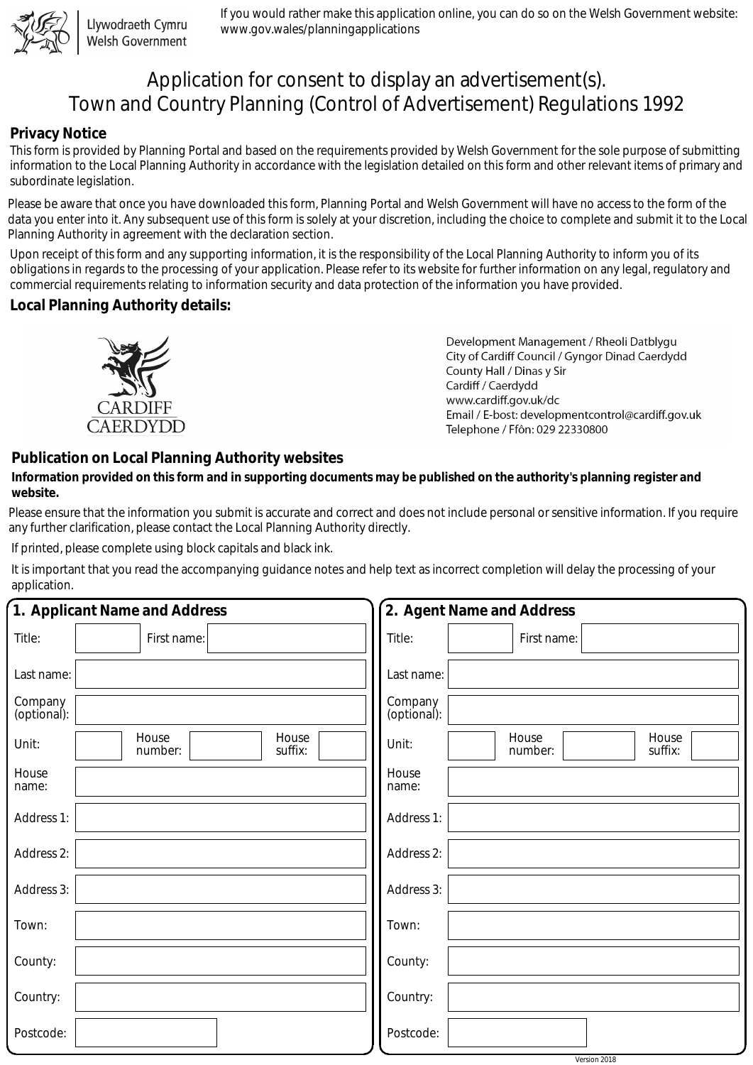Llywodraeth Cymru
Welsh Government

If you would rather make this application online, you can do so on the Welsh Government website: www.gov.wales/planningapplications

# Application for consent to display an advertisement(s). Town and Country Planning (Control of Advertisement) Regulations 1992

## Privacy Notice

This form is provided by Planning Portal and based on the requirements provided by Welsh Government for the sole purpose of submitting information to the Local Planning Authority in accordance with the legislation detailed on this form and other relevant items of primary and subordinate legislation.

Please be aware that once you have downloaded this form, Planning Portal and Welsh Government will have no access to the form of the data you enter into it. Any subsequent use of this form is solely at your discretion, including the choice to complete and submit it to the Local Planning Authority in agreement with the declaration section.

Upon receipt of this form and any supporting information, it is the responsibility of the Local Planning Authority to inform you of its obligations in regards to the processing of your application. Please refer to its website for further information on any legal, regulatory and commercial requirements relating to information security and data protection of the information you have provided.

## Local Planning Authority details:

CARDIFF
CAERDYDD

Development Management / Rheoli Datblygu
City of Cardiff Council / Gyngor Dinad Caerdydd
County Hall / Dinas y Sir
Cardiff / Caerdydd
www.cardiff.gov.uk/dc
Email / E-bost: developmentcontrol@cardiff.gov.uk
Telephone / Ffôn: 029 22330800

## Publication on Local Planning Authority websites

**Information provided on this form and in supporting documents may be published on the authority's planning register and website.**

Please ensure that the information you submit is accurate and correct and does not include personal or sensitive information. If you require any further clarification, please contact the Local Planning Authority directly.

If printed, please complete using block capitals and black ink.

It is important that you read the accompanying guidance notes and help text as incorrect completion will delay the processing of your application.

## 1. Applicant Name and Address

| | |
|---|---|
| Title: | First name: |
| Last name: | |
| Company (optional): | |
| Unit: | House number: / House suffix: |
| House name: | |
| Address 1: | |
| Address 2: | |
| Address 3: | |
| Town: | |
| County: | |
| Country: | |
| Postcode: | |

## 2. Agent Name and Address

| | |
|---|---|
| Title: | First name: |
| Last name: | |
| Company (optional): | |
| Unit: | House number: / House suffix: |
| House name: | |
| Address 1: | |
| Address 2: | |
| Address 3: | |
| Town: | |
| County: | |
| Country: | |
| Postcode: | |

Version 2018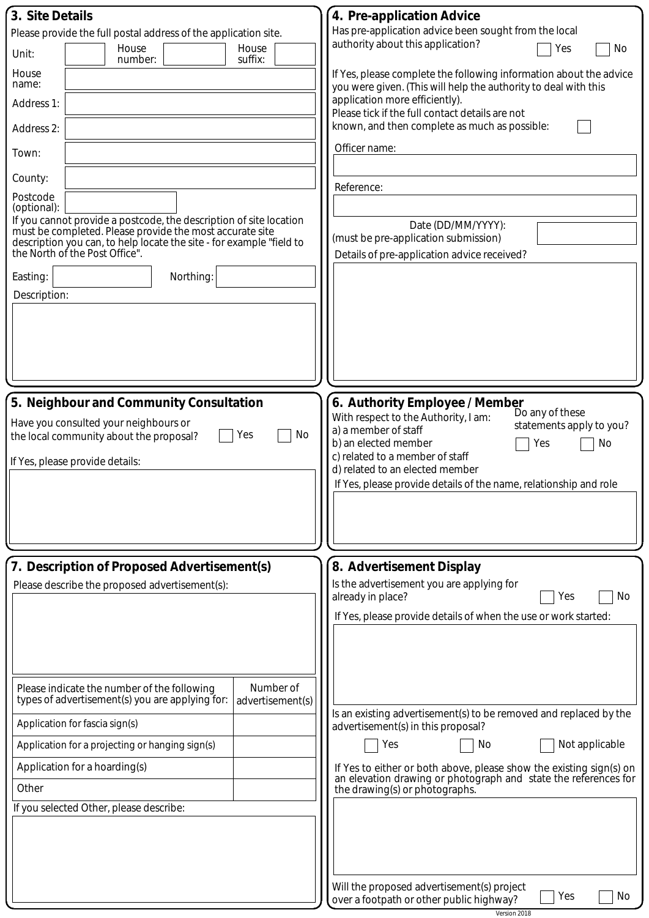## 3. Site Details

Please provide the full postal address of the application site.

Unit: | House number: | House suffix:

House name:

Address 1:

Address 2:

Town:

County:

Postcode (optional):

If you cannot provide a postcode, the description of site location must be completed. Please provide the most accurate site description you can, to help locate the site - for example "field to the North of the Post Office".

Easting: | Northing:

Description:

## 4. Pre-application Advice

Has pre-application advice been sought from the local authority about this application? ☐ Yes ☐ No

If Yes, please complete the following information about the advice you were given. (This will help the authority to deal with this application more efficiently).

Please tick if the full contact details are not known, and then complete as much as possible: ☐

Officer name:

Reference:

Date (DD/MM/YYYY):
(must be pre-application submission)

Details of pre-application advice received?

## 5. Neighbour and Community Consultation

Have you consulted your neighbours or the local community about the proposal? ☐ Yes ☐ No

If Yes, please provide details:

## 6. Authority Employee / Member

With respect to the Authority, I am:
a) a member of staff
b) an elected member
c) related to a member of staff
d) related to an elected member

Do any of these statements apply to you? ☐ Yes ☐ No

If Yes, please provide details of the name, relationship and role

## 7. Description of Proposed Advertisement(s)

Please describe the proposed advertisement(s):

| Please indicate the number of the following types of advertisement(s) you are applying for: | Number of advertisement(s) |
|---|---|
| Application for fascia sign(s) | |
| Application for a projecting or hanging sign(s) | |
| Application for a hoarding(s) | |
| Other | |

If you selected Other, please describe:

## 8. Advertisement Display

Is the advertisement you are applying for already in place? ☐ Yes ☐ No

If Yes, please provide details of when the use or work started:

Is an existing advertisement(s) to be removed and replaced by the advertisement(s) in this proposal?

☐ Yes ☐ No ☐ Not applicable

If Yes to either or both above, please show the existing sign(s) on an elevation drawing or photograph and state the references for the drawing(s) or photographs.

Will the proposed advertisement(s) project over a footpath or other public highway? ☐ Yes ☐ No

Version 2018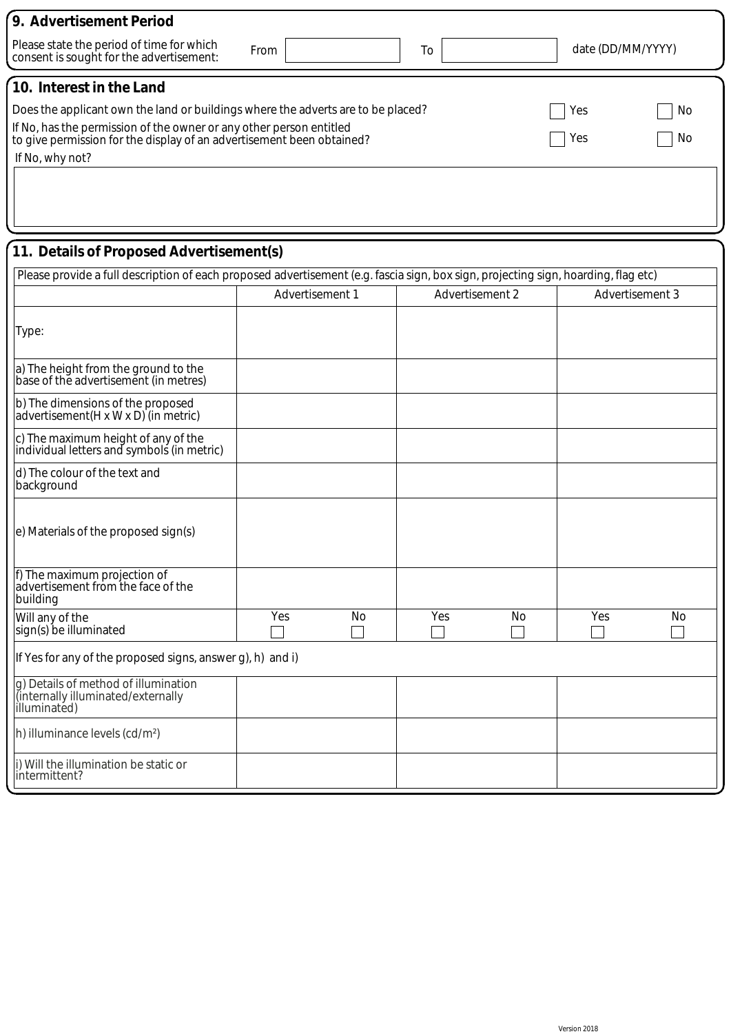## 9. Advertisement Period

Please state the period of time for which consent is sought for the advertisement: From ☐ To ☐ date (DD/MM/YYYY)

## 10. Interest in the Land

Does the applicant own the land or buildings where the adverts are to be placed? ☐ Yes ☐ No

If No, has the permission of the owner or any other person entitled to give permission for the display of an advertisement been obtained? ☐ Yes ☐ No

If No, why not?

## 11. Details of Proposed Advertisement(s)

Please provide a full description of each proposed advertisement (e.g. fascia sign, box sign, projecting sign, hoarding, flag etc)

| | Advertisement 1 | | Advertisement 2 | | Advertisement 3 | |
|---|---|---|---|---|---|---|
| Type: | | | | | | |
| a) The height from the ground to the base of the advertisement (in metres) | | | | | | |
| b) The dimensions of the proposed advertisement(H x W x D) (in metric) | | | | | | |
| c) The maximum height of any of the individual letters and symbols (in metric) | | | | | | |
| d) The colour of the text and background | | | | | | |
| e) Materials of the proposed sign(s) | | | | | | |
| f) The maximum projection of advertisement from the face of the building | | | | | | |
| Will any of the sign(s) be illuminated | Yes ☐ | No ☐ | Yes ☐ | No ☐ | Yes ☐ | No ☐ |
| If Yes for any of the proposed signs, answer g), h) and i) | | | | | | |
| g) Details of method of illumination (internally illuminated/externally illuminated) | | | | | | |
| h) illuminance levels (cd/m²) | | | | | | |
| i) Will the illumination be static or intermittent? | | | | | | |

Version 2018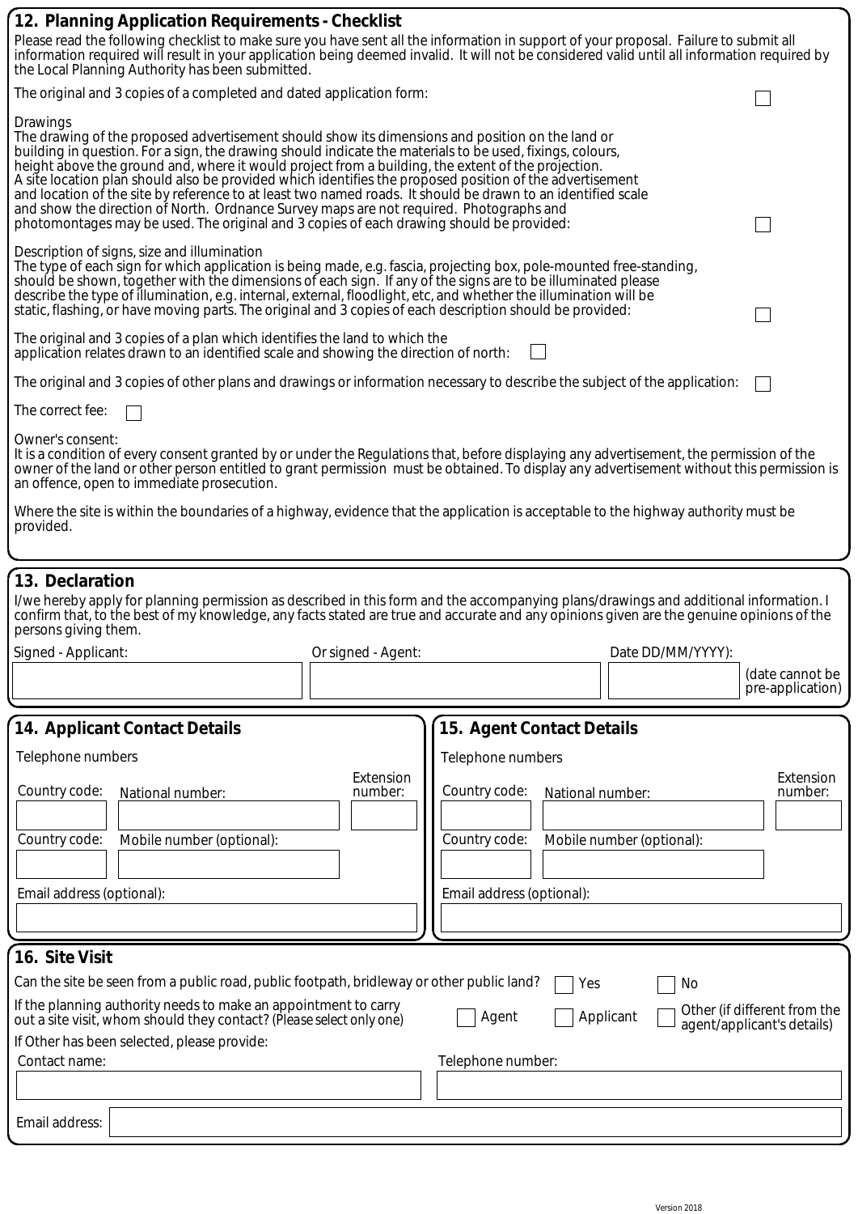## 12. Planning Application Requirements - Checklist

Please read the following checklist to make sure you have sent all the information in support of your proposal. Failure to submit all information required will result in your application being deemed invalid. It will not be considered valid until all information required by the Local Planning Authority has been submitted.

The original and 3 copies of a completed and dated application form: ☐

Drawings
The drawing of the proposed advertisement should show its dimensions and position on the land or building in question. For a sign, the drawing should indicate the materials to be used, fixings, colours, height above the ground and, where it would project from a building, the extent of the projection.
A site location plan should also be provided which identifies the proposed position of the advertisement and location of the site by reference to at least two named roads. It should be drawn to an identified scale and show the direction of North. Ordnance Survey maps are not required. Photographs and photomontages may be used. The original and 3 copies of each drawing should be provided: ☐

Description of signs, size and illumination
The type of each sign for which application is being made, e.g. fascia, projecting box, pole-mounted free-standing, should be shown, together with the dimensions of each sign. If any of the signs are to be illuminated please describe the type of illumination, e.g. internal, external, floodlight, etc, and whether the illumination will be static, flashing, or have moving parts. The original and 3 copies of each description should be provided: ☐

The original and 3 copies of a plan which identifies the land to which the application relates drawn to an identified scale and showing the direction of north: ☐

The original and 3 copies of other plans and drawings or information necessary to describe the subject of the application: ☐

The correct fee: ☐

Owner's consent:
It is a condition of every consent granted by or under the Regulations that, before displaying any advertisement, the permission of the owner of the land or other person entitled to grant permission must be obtained. To display any advertisement without this permission is an offence, open to immediate prosecution.

Where the site is within the boundaries of a highway, evidence that the application is acceptable to the highway authority must be provided.

## 13. Declaration

I/we hereby apply for planning permission as described in this form and the accompanying plans/drawings and additional information. I confirm that, to the best of my knowledge, any facts stated are true and accurate and any opinions given are the genuine opinions of the persons giving them.

| Signed - Applicant: | Or signed - Agent: | Date DD/MM/YYYY): |
| --- | --- | --- |
| | | (date cannot be pre-application) |

## 14. Applicant Contact Details

Telephone numbers

| Country code: | National number: | Extension number: |
| --- | --- | --- |
| | | |

| Country code: | Mobile number (optional): |
| --- | --- |
| | |

Email address (optional):

## 15. Agent Contact Details

Telephone numbers

| Country code: | National number: | Extension number: |
| --- | --- | --- |
| | | |

| Country code: | Mobile number (optional): |
| --- | --- |
| | |

Email address (optional):

## 16. Site Visit

Can the site be seen from a public road, public footpath, bridleway or other public land? ☐ Yes ☐ No

If the planning authority needs to make an appointment to carry out a site visit, whom should they contact? (Please select only one) ☐ Agent ☐ Applicant ☐ Other (if different from the agent/applicant's details)

If Other has been selected, please provide:

| Contact name: | Telephone number: |
| --- | --- |
| | |

Email address:

Version 2018